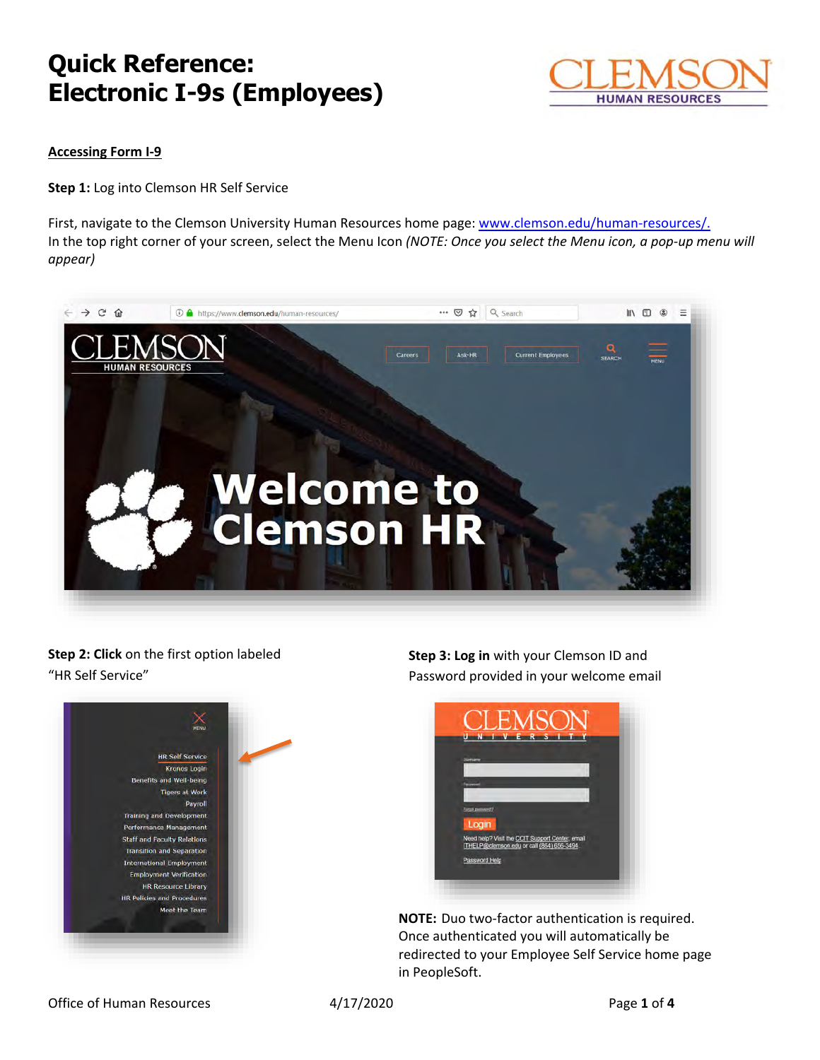# Quick Reference: Electronic I-9s (Employees)

## Accessing Form I-9

**Step 1:** Log into Clemson HR Self Service

First, navigate to the Clemson University Human Resources home page: [www.clemson.edu/human-resources/.](www.clemson.edu/human-resources/)
In the top right corner of your screen, select the Menu Icon *(NOTE: Once you select the Menu icon, a pop-up menu will appear)*

**Step 2: Click** on the first option labeled "HR Self Service"

**Step 3: Log in** with your Clemson ID and Password provided in your welcome email

**NOTE:** Duo two-factor authentication is required. Once authenticated you will automatically be redirected to your Employee Self Service home page in PeopleSoft.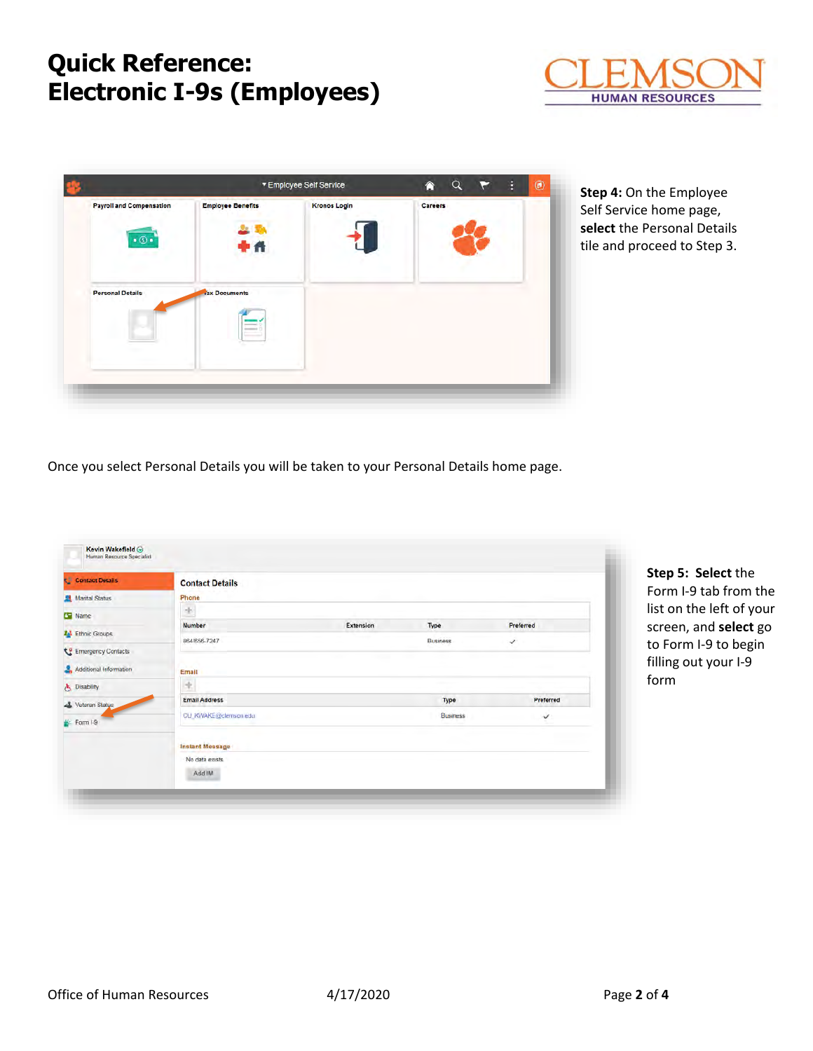# Quick Reference: Electronic I-9s (Employees)

**Step 4:** On the Employee Self Service home page, **select** the Personal Details tile and proceed to Step 3.

Once you select Personal Details you will be taken to your Personal Details home page.

**Step 5: Select** the Form I-9 tab from the list on the left of your screen, and **select** go to Form I-9 to begin filling out your I-9 form

Office of Human Resources 4/17/2020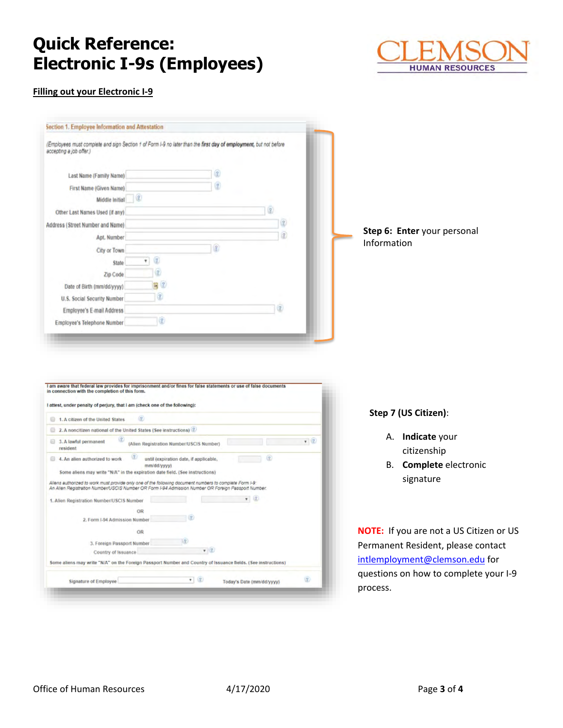# Quick Reference: Electronic I-9s (Employees)

CLEMSON HUMAN RESOURCES

**Filling out your Electronic I-9**

Section 1. Employee Information and Attestation

(Employees must complete and sign Section 1 of Form I-9 no later than the **first day of employment**, but not before accepting a job offer.)

Last Name (Family Name)
First Name (Given Name)
Middle Initial
Other Last Names Used (if any)
Address (Street Number and Name)
Apt. Number
City or Town
State
Zip Code
Date of Birth (mm/dd/yyyy)
U.S. Social Security Number
Employee's E-mail Address
Employee's Telephone Number

**Step 6: Enter** your personal Information

I am aware that federal law provides for imprisonment and/or fines for false statements or use of false documents in connection with the completion of this form.

I attest, under penalty of perjury, that I am (check one of the following):

1. A citizen of the United States
2. A noncitizen national of the United States (See instructions)
3. A lawful permanent resident (Alien Registration Number/USCIS Number)
4. An alien authorized to work until (expiration date, if applicable, mm/dd/yyyy)

Some aliens may write "N/A" in the expiration date field. (See instructions)

Aliens authorized to work must provide only one of the following document numbers to complete Form I-9: An Alien Registration Number/USCIS Number OR Form I-94 Admission Number OR Foreign Passport Number.

1. Alien Registration Number/USCIS Number

OR

2. Form I-94 Admission Number

OR

3. Foreign Passport Number
Country of Issuance

Some aliens may write "N/A" on the Foreign Passport Number and Country of Issuance fields. (See instructions)

Signature of Employee — Today's Date (mm/dd/yyyy)

**Step 7 (US Citizen)**:

A. **Indicate** your citizenship
B. **Complete** electronic signature

**NOTE:** If you are not a US Citizen or US Permanent Resident, please contact intlemployment@clemson.edu for questions on how to complete your I-9 process.

Office of Human Resources 4/17/2020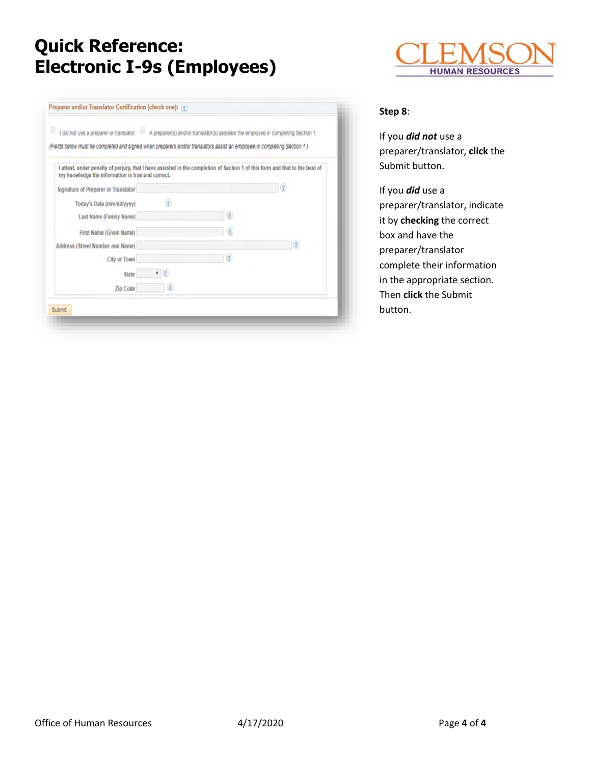# Quick Reference: Electronic I-9s (Employees)

Preparer and/or Translator Certification (check one):

☐ I did not use a preparer or translator. ☐ A preparer(s) and/or translator(s) assisted the employee in completing Section 1.

*(Fields below must be completed and signed when preparers and/or translators assist an employee in completing Section 1.)*

I attest, under penalty of perjury, that I have assisted in the completion of Section 1 of this form and that to the best of my knowledge the information is true and correct.

Signature of Preparer or Translator

Today's Date (mm/dd/yyyy)

Last Name (Family Name)

First Name (Given Name)

Address (Street Number and Name)

City or Town

State

Zip Code

Submit

**Step 8**:

If you ***did not*** use a preparer/translator, **click** the Submit button.

If you ***did*** use a preparer/translator, indicate it by **checking** the correct box and have the preparer/translator complete their information in the appropriate section. Then **click** the Submit button.